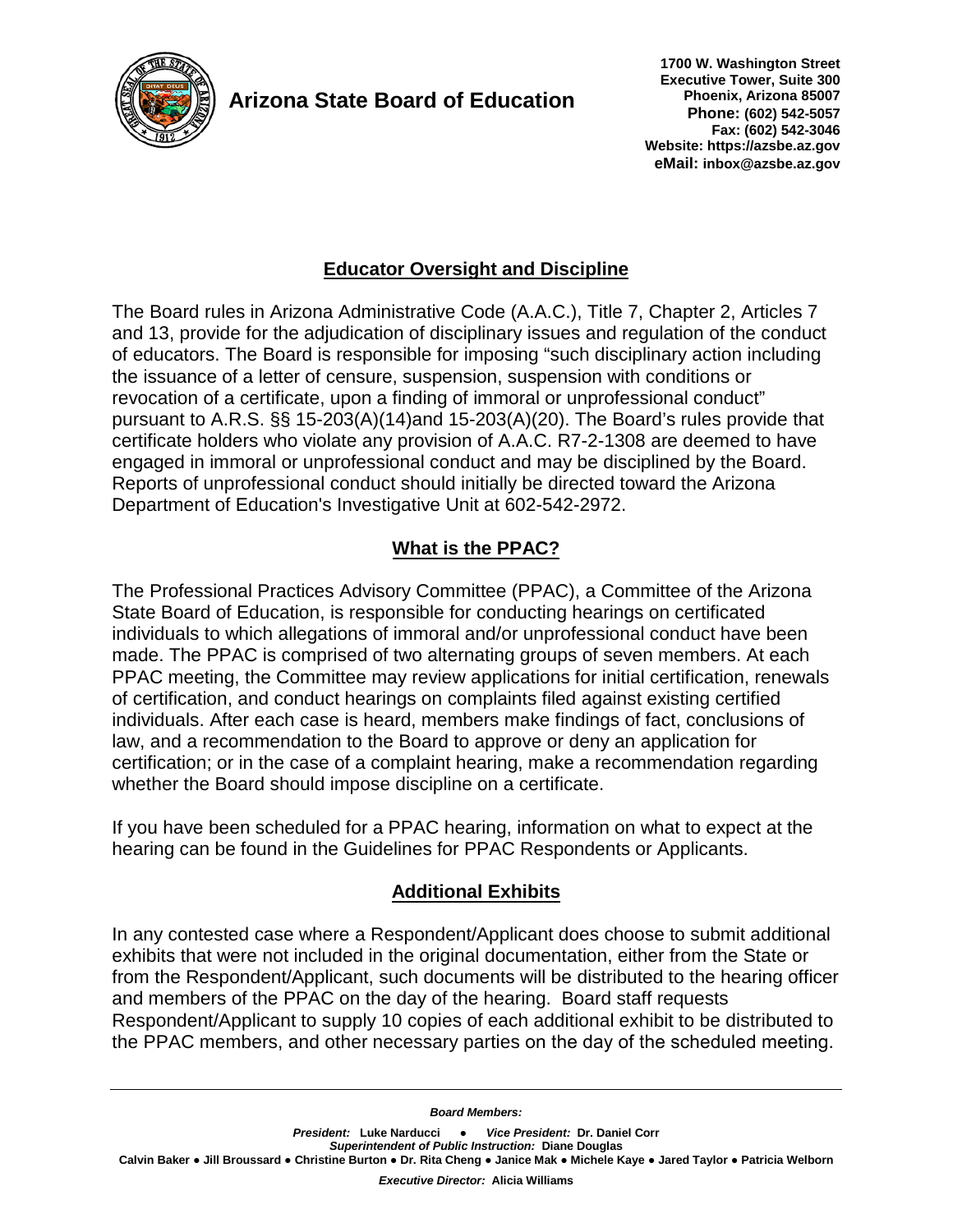# Arizona State Board of Education

1700 W. Washington Street
Executive Tower, Suite 300
Phoenix, Arizona 85007
**Phone:** (602) 542-5057
**Fax:** (602) 542-3046
**Website:** https://azsbe.az.gov
**eMail:** inbox@azsbe.az.gov

## Educator Oversight and Discipline

The Board rules in Arizona Administrative Code (A.A.C.), Title 7, Chapter 2, Articles 7 and 13, provide for the adjudication of disciplinary issues and regulation of the conduct of educators. The Board is responsible for imposing "such disciplinary action including the issuance of a letter of censure, suspension, suspension with conditions or revocation of a certificate, upon a finding of immoral or unprofessional conduct" pursuant to A.R.S. §§ 15-203(A)(14)and 15-203(A)(20). The Board's rules provide that certificate holders who violate any provision of A.A.C. R7-2-1308 are deemed to have engaged in immoral or unprofessional conduct and may be disciplined by the Board. Reports of unprofessional conduct should initially be directed toward the Arizona Department of Education's Investigative Unit at 602-542-2972.

## What is the PPAC?

The Professional Practices Advisory Committee (PPAC), a Committee of the Arizona State Board of Education, is responsible for conducting hearings on certificated individuals to which allegations of immoral and/or unprofessional conduct have been made. The PPAC is comprised of two alternating groups of seven members. At each PPAC meeting, the Committee may review applications for initial certification, renewals of certification, and conduct hearings on complaints filed against existing certified individuals. After each case is heard, members make findings of fact, conclusions of law, and a recommendation to the Board to approve or deny an application for certification; or in the case of a complaint hearing, make a recommendation regarding whether the Board should impose discipline on a certificate.

If you have been scheduled for a PPAC hearing, information on what to expect at the hearing can be found in the Guidelines for PPAC Respondents or Applicants.

## Additional Exhibits

In any contested case where a Respondent/Applicant does choose to submit additional exhibits that were not included in the original documentation, either from the State or from the Respondent/Applicant, such documents will be distributed to the hearing officer and members of the PPAC on the day of the hearing. Board staff requests Respondent/Applicant to supply 10 copies of each additional exhibit to be distributed to the PPAC members, and other necessary parties on the day of the scheduled meeting.

***Board Members:***

***President:*** **Luke Narducci** ● ***Vice President:*** **Dr. Daniel Corr**
***Superintendent of Public Instruction:*** **Diane Douglas**
**Calvin Baker ● Jill Broussard ● Christine Burton ● Dr. Rita Cheng ● Janice Mak ● Michele Kaye ● Jared Taylor ● Patricia Welborn**

***Executive Director:*** **Alicia Williams**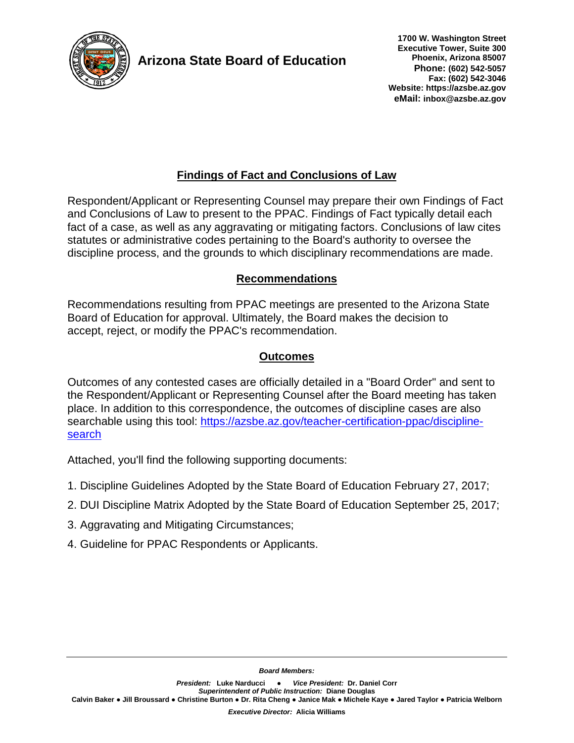## Arizona State Board of Education

**1700 W. Washington Street**
**Executive Tower, Suite 300**
**Phoenix, Arizona 85007**
**Phone: (602) 542-5057**
**Fax: (602) 542-3046**
**Website: https://azsbe.az.gov**
**eMail: inbox@azsbe.az.gov**

## Findings of Fact and Conclusions of Law

Respondent/Applicant or Representing Counsel may prepare their own Findings of Fact and Conclusions of Law to present to the PPAC. Findings of Fact typically detail each fact of a case, as well as any aggravating or mitigating factors. Conclusions of law cites statutes or administrative codes pertaining to the Board's authority to oversee the discipline process, and the grounds to which disciplinary recommendations are made.

## Recommendations

Recommendations resulting from PPAC meetings are presented to the Arizona State Board of Education for approval. Ultimately, the Board makes the decision to accept, reject, or modify the PPAC's recommendation.

## Outcomes

Outcomes of any contested cases are officially detailed in a "Board Order" and sent to the Respondent/Applicant or Representing Counsel after the Board meeting has taken place. In addition to this correspondence, the outcomes of discipline cases are also searchable using this tool: [https://azsbe.az.gov/teacher-certification-ppac/discipline-search](https://azsbe.az.gov/teacher-certification-ppac/discipline-search)

Attached, you'll find the following supporting documents:

1. Discipline Guidelines Adopted by the State Board of Education February 27, 2017;
2. DUI Discipline Matrix Adopted by the State Board of Education September 25, 2017;
3. Aggravating and Mitigating Circumstances;
4. Guideline for PPAC Respondents or Applicants.

***Board Members:***

***President:*** **Luke Narducci** ● ***Vice President:*** **Dr. Daniel Corr**
***Superintendent of Public Instruction:*** **Diane Douglas**
**Calvin Baker ● Jill Broussard ● Christine Burton ● Dr. Rita Cheng ● Janice Mak ● Michele Kaye ● Jared Taylor ● Patricia Welborn**

***Executive Director:*** **Alicia Williams**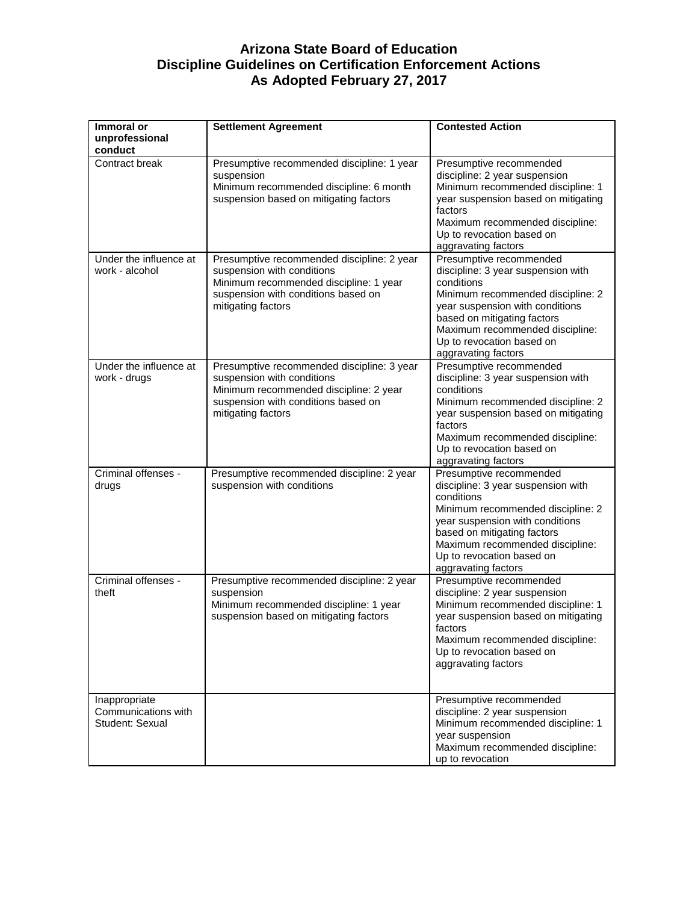# Arizona State Board of Education
## Discipline Guidelines on Certification Enforcement Actions
### As Adopted February 27, 2017

| **Immoral or unprofessional conduct** | **Settlement Agreement** | **Contested Action** |
| --- | --- | --- |
| Contract break | Presumptive recommended discipline: 1 year suspension<br>Minimum recommended discipline: 6 month suspension based on mitigating factors | Presumptive recommended discipline: 2 year suspension<br>Minimum recommended discipline: 1 year suspension based on mitigating factors<br>Maximum recommended discipline: Up to revocation based on aggravating factors |
| Under the influence at work - alcohol | Presumptive recommended discipline: 2 year suspension with conditions<br>Minimum recommended discipline: 1 year suspension with conditions based on mitigating factors | Presumptive recommended discipline: 3 year suspension with conditions<br>Minimum recommended discipline: 2 year suspension with conditions based on mitigating factors<br>Maximum recommended discipline: Up to revocation based on aggravating factors |
| Under the influence at work - drugs | Presumptive recommended discipline: 3 year suspension with conditions<br>Minimum recommended discipline: 2 year suspension with conditions based on mitigating factors | Presumptive recommended discipline: 3 year suspension with conditions<br>Minimum recommended discipline: 2 year suspension based on mitigating factors<br>Maximum recommended discipline: Up to revocation based on aggravating factors |
| Criminal offenses - drugs | Presumptive recommended discipline: 2 year suspension with conditions | Presumptive recommended discipline: 3 year suspension with conditions<br>Minimum recommended discipline: 2 year suspension with conditions based on mitigating factors<br>Maximum recommended discipline: Up to revocation based on aggravating factors |
| Criminal offenses - theft | Presumptive recommended discipline: 2 year suspension<br>Minimum recommended discipline: 1 year suspension based on mitigating factors | Presumptive recommended discipline: 2 year suspension<br>Minimum recommended discipline: 1 year suspension based on mitigating factors<br>Maximum recommended discipline: Up to revocation based on aggravating factors |
| Inappropriate Communications with Student: Sexual | | Presumptive recommended discipline: 2 year suspension<br>Minimum recommended discipline: 1 year suspension<br>Maximum recommended discipline: up to revocation |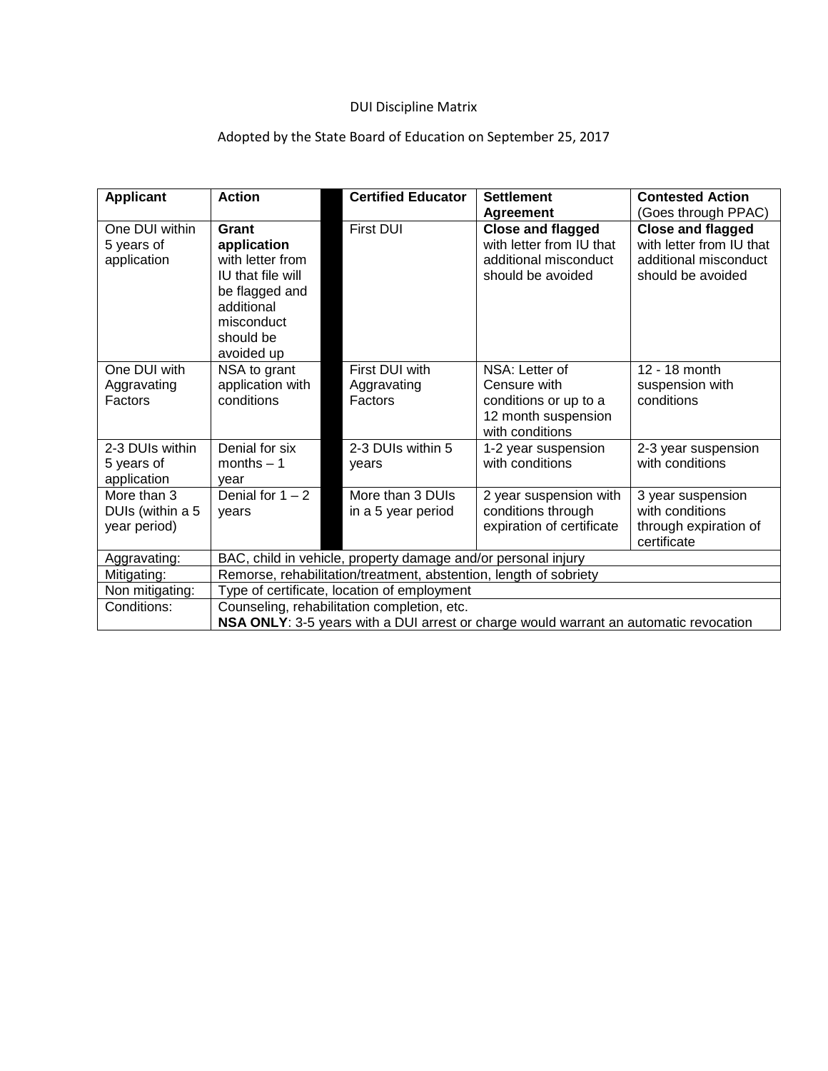DUI Discipline Matrix

Adopted by the State Board of Education on September 25, 2017

| Applicant | Action | | Certified Educator | Settlement Agreement | Contested Action (Goes through PPAC) |
|---|---|---|---|---|---|
| One DUI within 5 years of application | **Grant application** with letter from IU that file will be flagged and additional misconduct should be avoided up | | First DUI | **Close and flagged** with letter from IU that additional misconduct should be avoided | **Close and flagged** with letter from IU that additional misconduct should be avoided |
| One DUI with Aggravating Factors | NSA to grant application with conditions | | First DUI with Aggravating Factors | NSA: Letter of Censure with conditions or up to a 12 month suspension with conditions | 12 - 18 month suspension with conditions |
| 2-3 DUIs within 5 years of application | Denial for six months – 1 year | | 2-3 DUIs within 5 years | 1-2 year suspension with conditions | 2-3 year suspension with conditions |
| More than 3 DUIs (within a 5 year period) | Denial for 1 – 2 years | | More than 3 DUIs in a 5 year period | 2 year suspension with conditions through expiration of certificate | 3 year suspension with conditions through expiration of certificate |
| Aggravating: | BAC, child in vehicle, property damage and/or personal injury | | | | |
| Mitigating: | Remorse, rehabilitation/treatment, abstention, length of sobriety | | | | |
| Non mitigating: | Type of certificate, location of employment | | | | |
| Conditions: | Counseling, rehabilitation completion, etc. **NSA ONLY**: 3-5 years with a DUI arrest or charge would warrant an automatic revocation | | | | |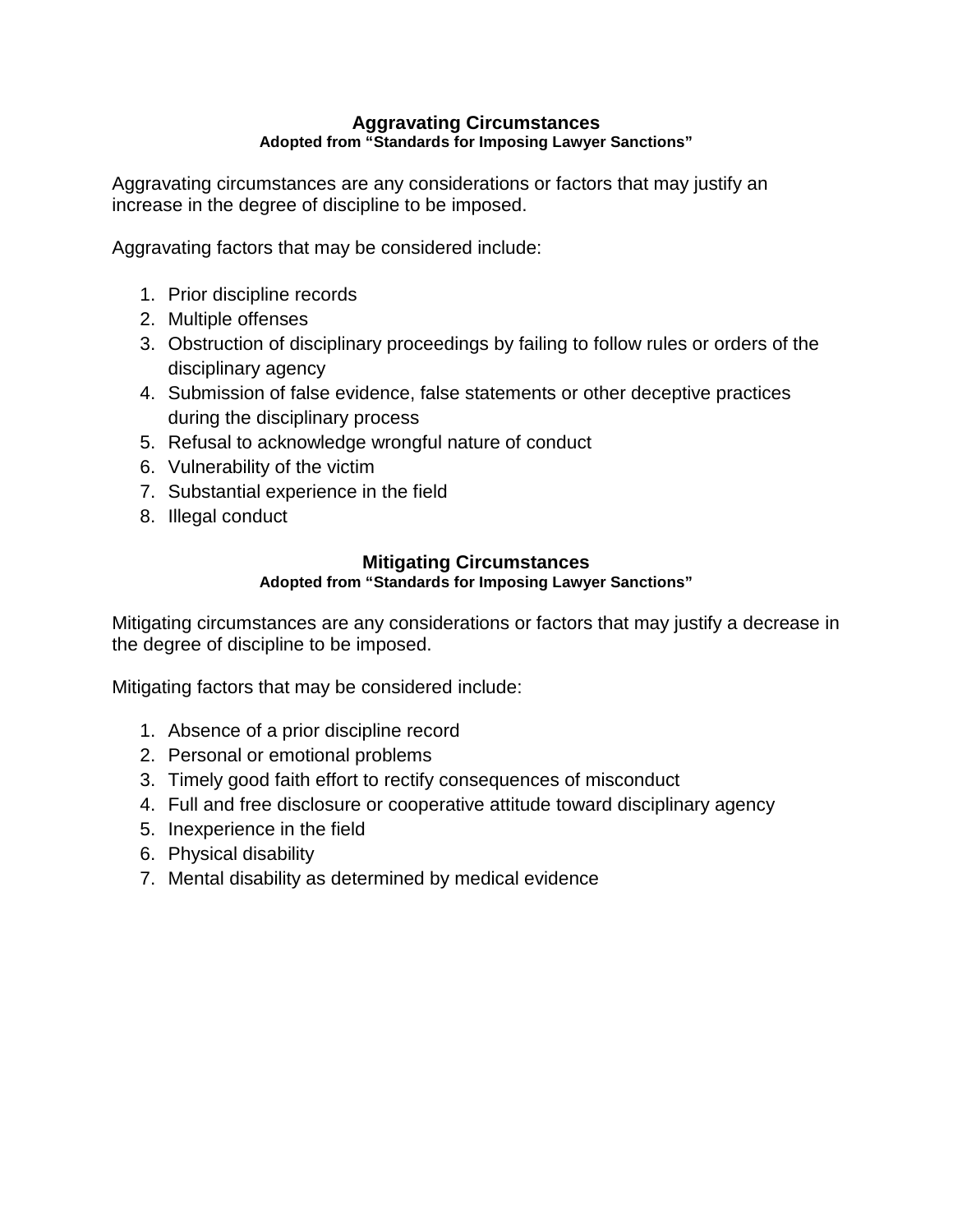## Aggravating Circumstances

**Adopted from “Standards for Imposing Lawyer Sanctions”**

Aggravating circumstances are any considerations or factors that may justify an increase in the degree of discipline to be imposed.

Aggravating factors that may be considered include:

1. Prior discipline records
2. Multiple offenses
3. Obstruction of disciplinary proceedings by failing to follow rules or orders of the disciplinary agency
4. Submission of false evidence, false statements or other deceptive practices during the disciplinary process
5. Refusal to acknowledge wrongful nature of conduct
6. Vulnerability of the victim
7. Substantial experience in the field
8. Illegal conduct

## Mitigating Circumstances

**Adopted from “Standards for Imposing Lawyer Sanctions”**

Mitigating circumstances are any considerations or factors that may justify a decrease in the degree of discipline to be imposed.

Mitigating factors that may be considered include:

1. Absence of a prior discipline record
2. Personal or emotional problems
3. Timely good faith effort to rectify consequences of misconduct
4. Full and free disclosure or cooperative attitude toward disciplinary agency
5. Inexperience in the field
6. Physical disability
7. Mental disability as determined by medical evidence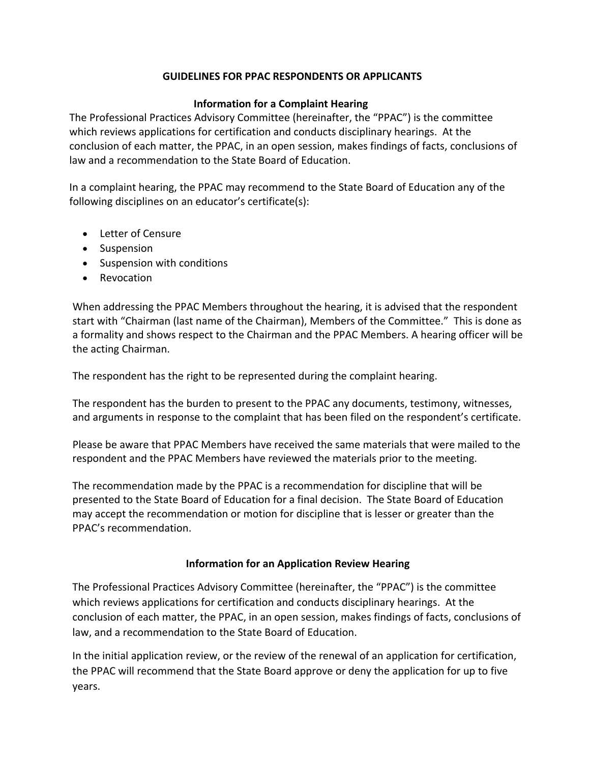# GUIDELINES FOR PPAC RESPONDENTS OR APPLICANTS

## Information for a Complaint Hearing

The Professional Practices Advisory Committee (hereinafter, the "PPAC") is the committee which reviews applications for certification and conducts disciplinary hearings. At the conclusion of each matter, the PPAC, in an open session, makes findings of facts, conclusions of law and a recommendation to the State Board of Education.

In a complaint hearing, the PPAC may recommend to the State Board of Education any of the following disciplines on an educator's certificate(s):

- Letter of Censure
- Suspension
- Suspension with conditions
- Revocation

When addressing the PPAC Members throughout the hearing, it is advised that the respondent start with "Chairman (last name of the Chairman), Members of the Committee." This is done as a formality and shows respect to the Chairman and the PPAC Members. A hearing officer will be the acting Chairman.

The respondent has the right to be represented during the complaint hearing.

The respondent has the burden to present to the PPAC any documents, testimony, witnesses, and arguments in response to the complaint that has been filed on the respondent's certificate.

Please be aware that PPAC Members have received the same materials that were mailed to the respondent and the PPAC Members have reviewed the materials prior to the meeting.

The recommendation made by the PPAC is a recommendation for discipline that will be presented to the State Board of Education for a final decision. The State Board of Education may accept the recommendation or motion for discipline that is lesser or greater than the PPAC's recommendation.

## Information for an Application Review Hearing

The Professional Practices Advisory Committee (hereinafter, the "PPAC") is the committee which reviews applications for certification and conducts disciplinary hearings. At the conclusion of each matter, the PPAC, in an open session, makes findings of facts, conclusions of law, and a recommendation to the State Board of Education.

In the initial application review, or the review of the renewal of an application for certification, the PPAC will recommend that the State Board approve or deny the application for up to five years.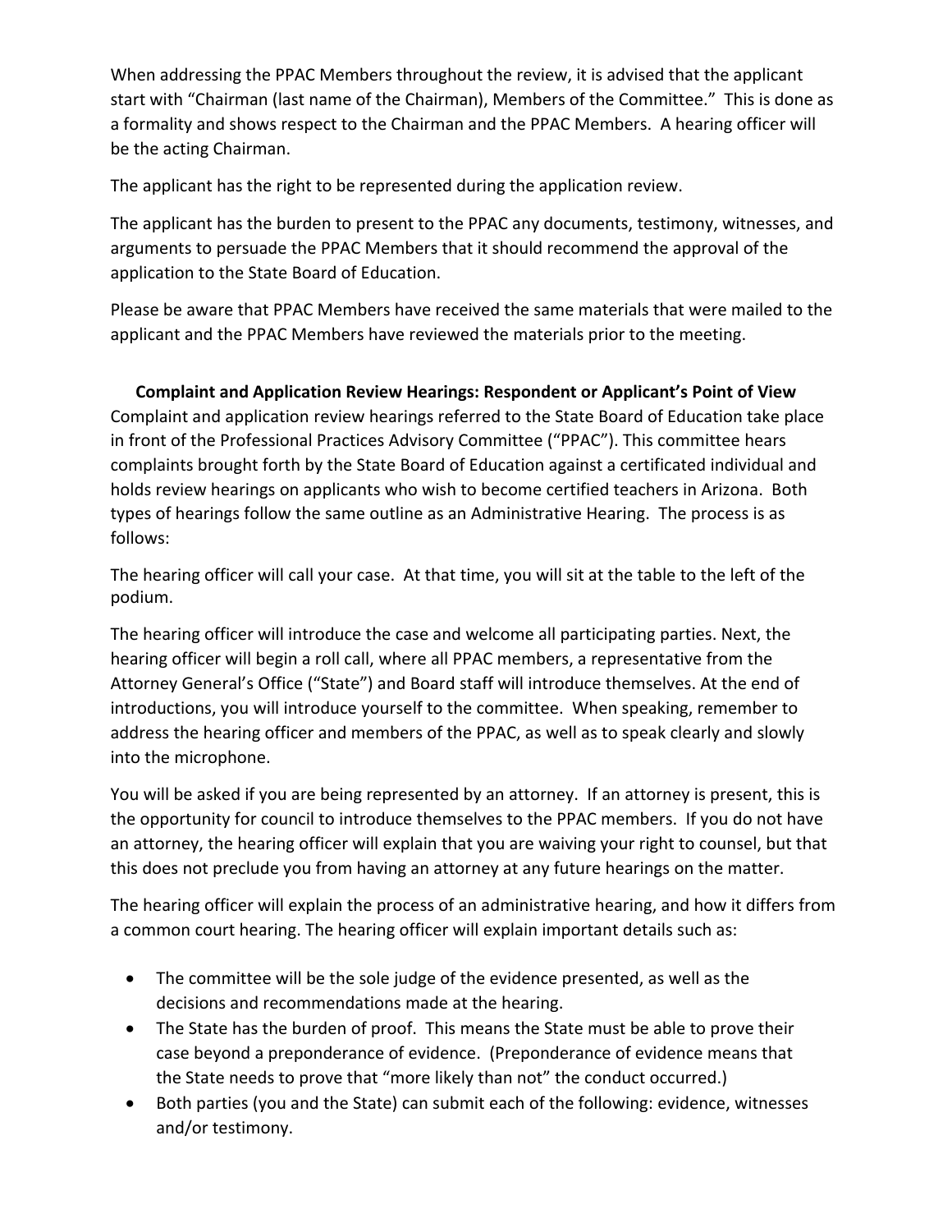When addressing the PPAC Members throughout the review, it is advised that the applicant start with "Chairman (last name of the Chairman), Members of the Committee." This is done as a formality and shows respect to the Chairman and the PPAC Members. A hearing officer will be the acting Chairman.

The applicant has the right to be represented during the application review.

The applicant has the burden to present to the PPAC any documents, testimony, witnesses, and arguments to persuade the PPAC Members that it should recommend the approval of the application to the State Board of Education.

Please be aware that PPAC Members have received the same materials that were mailed to the applicant and the PPAC Members have reviewed the materials prior to the meeting.

**Complaint and Application Review Hearings: Respondent or Applicant's Point of View**

Complaint and application review hearings referred to the State Board of Education take place in front of the Professional Practices Advisory Committee ("PPAC"). This committee hears complaints brought forth by the State Board of Education against a certificated individual and holds review hearings on applicants who wish to become certified teachers in Arizona. Both types of hearings follow the same outline as an Administrative Hearing. The process is as follows:

The hearing officer will call your case. At that time, you will sit at the table to the left of the podium.

The hearing officer will introduce the case and welcome all participating parties. Next, the hearing officer will begin a roll call, where all PPAC members, a representative from the Attorney General's Office ("State") and Board staff will introduce themselves. At the end of introductions, you will introduce yourself to the committee. When speaking, remember to address the hearing officer and members of the PPAC, as well as to speak clearly and slowly into the microphone.

You will be asked if you are being represented by an attorney. If an attorney is present, this is the opportunity for council to introduce themselves to the PPAC members. If you do not have an attorney, the hearing officer will explain that you are waiving your right to counsel, but that this does not preclude you from having an attorney at any future hearings on the matter.

The hearing officer will explain the process of an administrative hearing, and how it differs from a common court hearing. The hearing officer will explain important details such as:

- The committee will be the sole judge of the evidence presented, as well as the decisions and recommendations made at the hearing.
- The State has the burden of proof. This means the State must be able to prove their case beyond a preponderance of evidence. (Preponderance of evidence means that the State needs to prove that "more likely than not" the conduct occurred.)
- Both parties (you and the State) can submit each of the following: evidence, witnesses and/or testimony.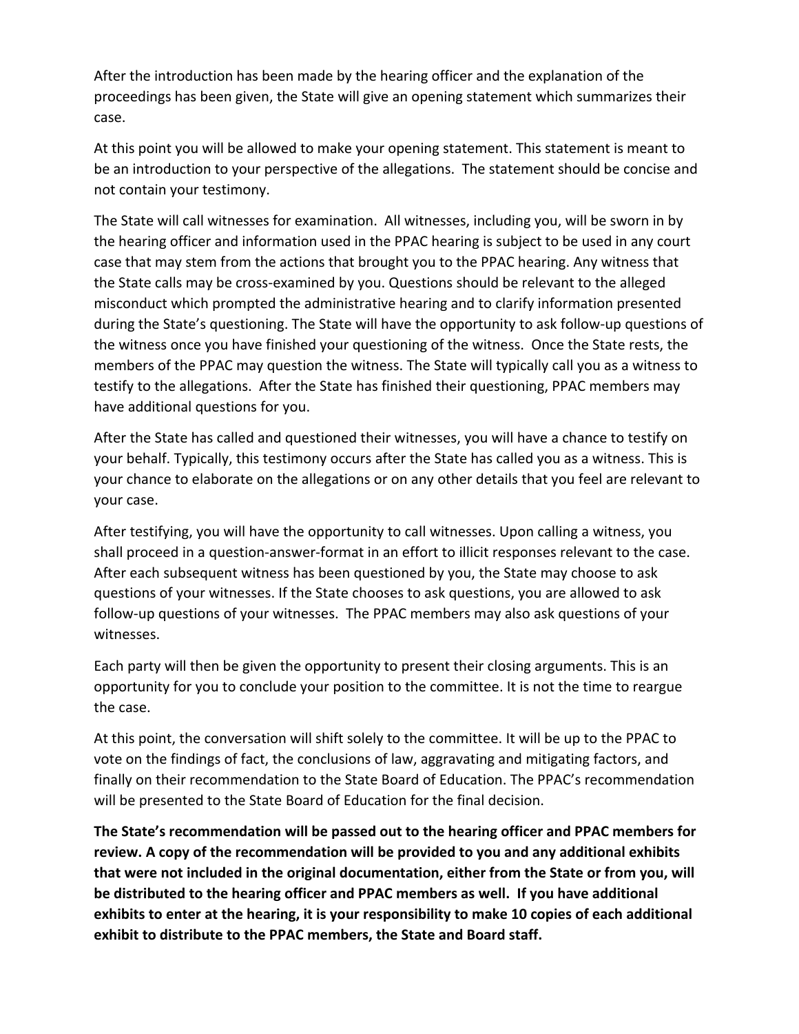After the introduction has been made by the hearing officer and the explanation of the proceedings has been given, the State will give an opening statement which summarizes their case.

At this point you will be allowed to make your opening statement. This statement is meant to be an introduction to your perspective of the allegations. The statement should be concise and not contain your testimony.

The State will call witnesses for examination. All witnesses, including you, will be sworn in by the hearing officer and information used in the PPAC hearing is subject to be used in any court case that may stem from the actions that brought you to the PPAC hearing. Any witness that the State calls may be cross-examined by you. Questions should be relevant to the alleged misconduct which prompted the administrative hearing and to clarify information presented during the State's questioning. The State will have the opportunity to ask follow-up questions of the witness once you have finished your questioning of the witness. Once the State rests, the members of the PPAC may question the witness. The State will typically call you as a witness to testify to the allegations. After the State has finished their questioning, PPAC members may have additional questions for you.

After the State has called and questioned their witnesses, you will have a chance to testify on your behalf. Typically, this testimony occurs after the State has called you as a witness. This is your chance to elaborate on the allegations or on any other details that you feel are relevant to your case.

After testifying, you will have the opportunity to call witnesses. Upon calling a witness, you shall proceed in a question-answer-format in an effort to illicit responses relevant to the case. After each subsequent witness has been questioned by you, the State may choose to ask questions of your witnesses. If the State chooses to ask questions, you are allowed to ask follow-up questions of your witnesses. The PPAC members may also ask questions of your witnesses.

Each party will then be given the opportunity to present their closing arguments. This is an opportunity for you to conclude your position to the committee. It is not the time to reargue the case.

At this point, the conversation will shift solely to the committee. It will be up to the PPAC to vote on the findings of fact, the conclusions of law, aggravating and mitigating factors, and finally on their recommendation to the State Board of Education. The PPAC's recommendation will be presented to the State Board of Education for the final decision.

**The State's recommendation will be passed out to the hearing officer and PPAC members for review. A copy of the recommendation will be provided to you and any additional exhibits that were not included in the original documentation, either from the State or from you, will be distributed to the hearing officer and PPAC members as well. If you have additional exhibits to enter at the hearing, it is your responsibility to make 10 copies of each additional exhibit to distribute to the PPAC members, the State and Board staff.**